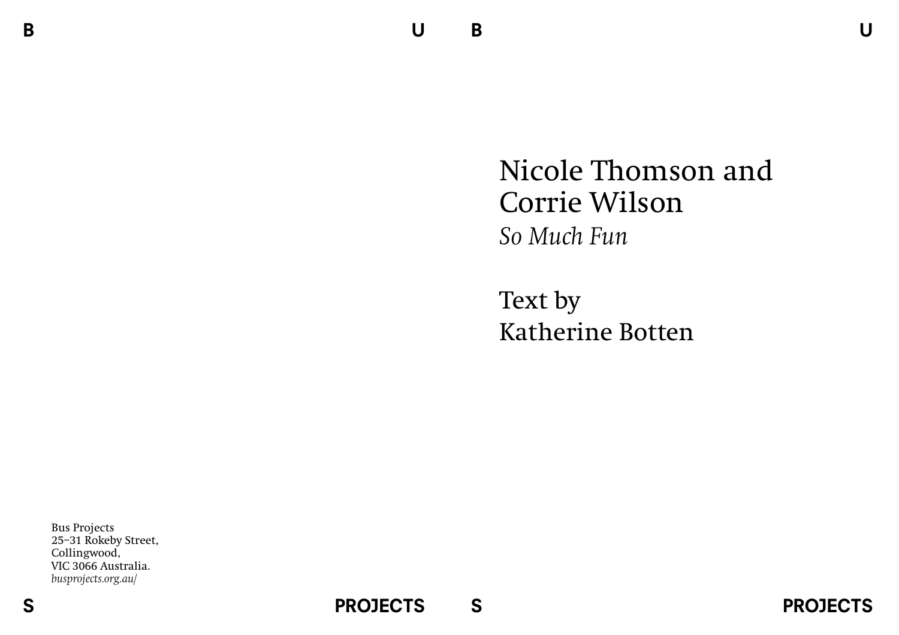# Nicole Thomson and Corrie Wilson

*So Much Fun*

Text by
Katherine Botten

Bus Projects
25–31 Rokeby Street,
Collingwood,
VIC 3066 Australia.
*busprojects.org.au/*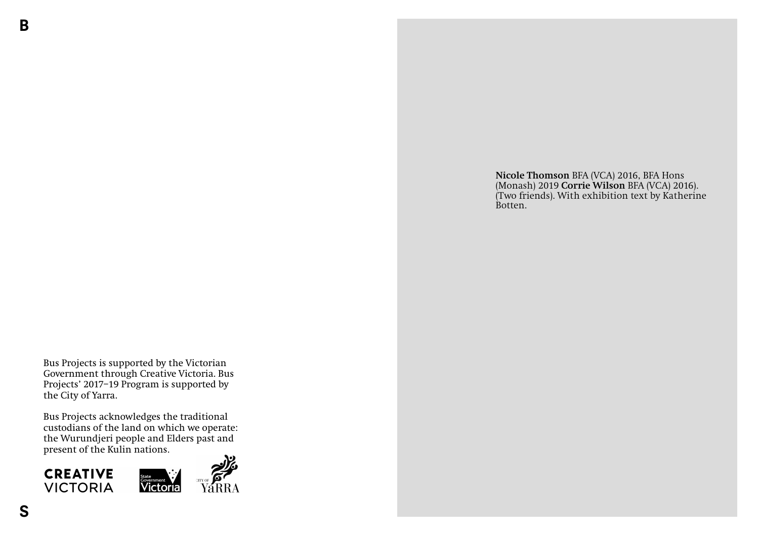Bus Projects is supported by the Victorian Government through Creative Victoria. Bus Projects' 2017–19 Program is supported by the City of Yarra.

Bus Projects acknowledges the traditional custodians of the land on which we operate: the Wurundjeri people and Elders past and present of the Kulin nations.

CREATIVE VICTORIA

State Government Victoria

CITY OF YARRA

**Nicole Thomson** BFA (VCA) 2016, BFA Hons (Monash) 2019 **Corrie Wilson** BFA (VCA) 2016). (Two friends). With exhibition text by Katherine Botten.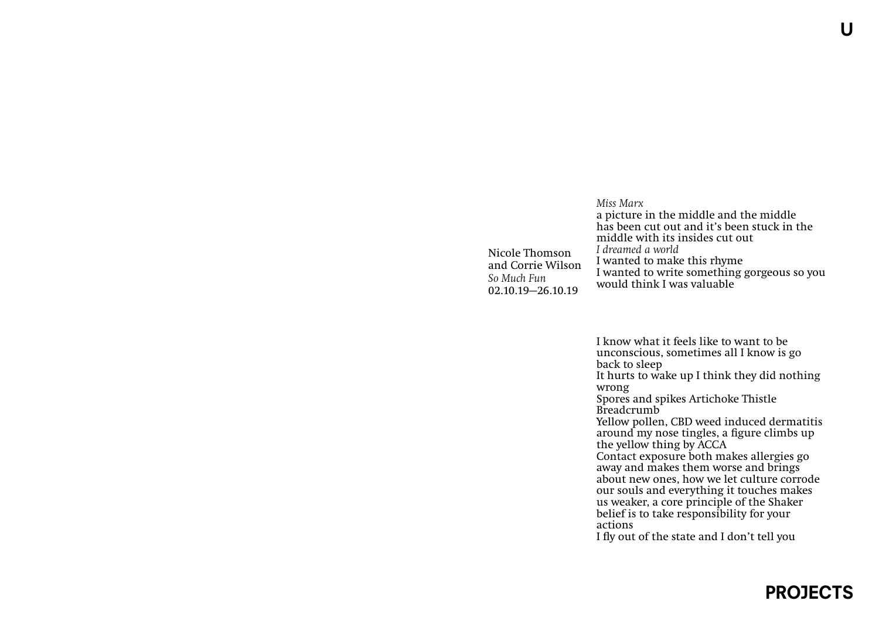Nicole Thomson and Corrie Wilson
*So Much Fun*
02.10.19—26.10.19

*Miss Marx*
a picture in the middle and the middle has been cut out and it's been stuck in the middle with its insides cut out
*I dreamed a world*
I wanted to make this rhyme
I wanted to write something gorgeous so you would think I was valuable

I know what it feels like to want to be unconscious, sometimes all I know is go back to sleep
It hurts to wake up I think they did nothing wrong
Spores and spikes Artichoke Thistle Breadcrumb
Yellow pollen, CBD weed induced dermatitis around my nose tingles, a figure climbs up the yellow thing by ACCA
Contact exposure both makes allergies go away and makes them worse and brings about new ones, how we let culture corrode our souls and everything it touches makes us weaker, a core principle of the Shaker belief is to take responsibility for your actions
I fly out of the state and I don't tell you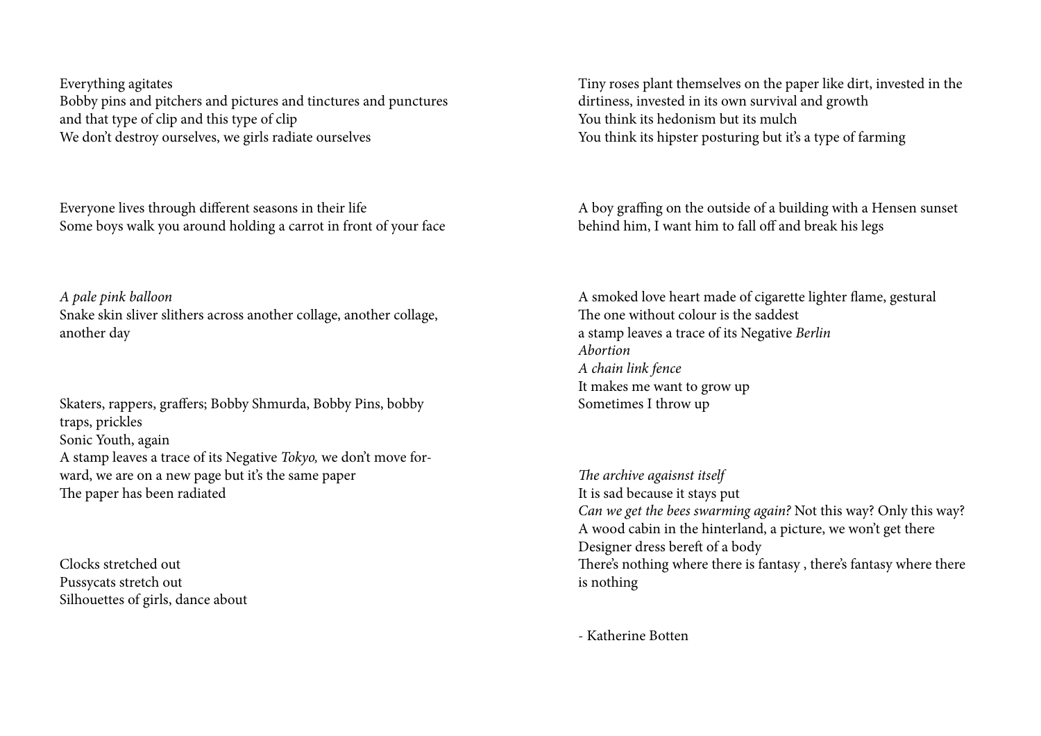Everything agitates
Bobby pins and pitchers and pictures and tinctures and punctures and that type of clip and this type of clip
We don't destroy ourselves, we girls radiate ourselves

Everyone lives through different seasons in their life
Some boys walk you around holding a carrot in front of your face

*A pale pink balloon*
Snake skin sliver slithers across another collage, another collage, another day

Skaters, rappers, graffers; Bobby Shmurda, Bobby Pins, bobby traps, prickles
Sonic Youth, again
A stamp leaves a trace of its Negative *Tokyo,* we don't move forward, we are on a new page but it's the same paper
The paper has been radiated

Clocks stretched out
Pussycats stretch out
Silhouettes of girls, dance about

Tiny roses plant themselves on the paper like dirt, invested in the dirtiness, invested in its own survival and growth
You think its hedonism but its mulch
You think its hipster posturing but it's a type of farming

A boy graffing on the outside of a building with a Hensen sunset behind him, I want him to fall off and break his legs

A smoked love heart made of cigarette lighter flame, gestural
The one without colour is the saddest
a stamp leaves a trace of its Negative *Berlin*
*Abortion*
*A chain link fence*
It makes me want to grow up
Sometimes I throw up

*The archive agaisnst itself*
It is sad because it stays put
*Can we get the bees swarming again?* Not this way? Only this way?
A wood cabin in the hinterland, a picture, we won't get there
Designer dress bereft of a body
There's nothing where there is fantasy , there's fantasy where there is nothing

- Katherine Botten